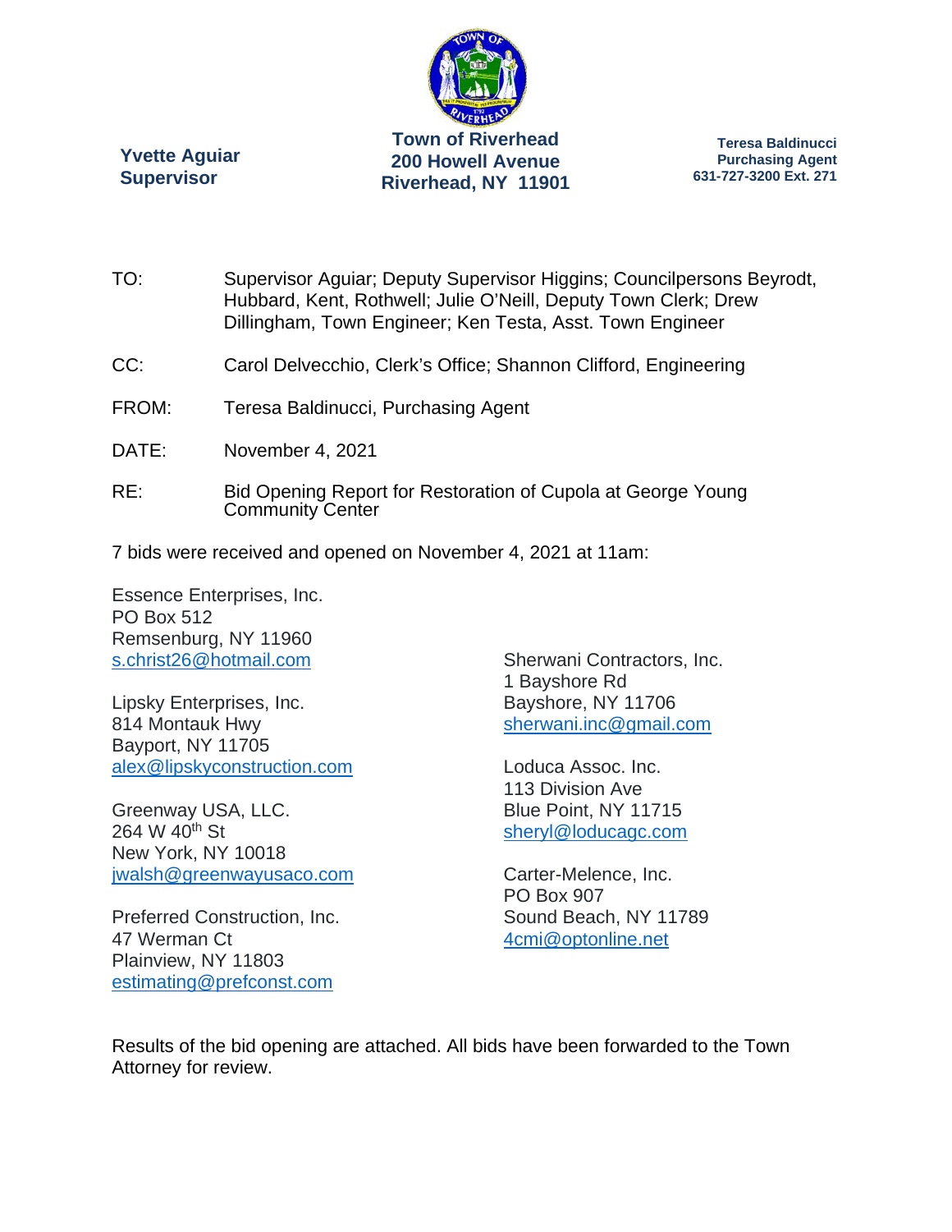**Yvette Aguiar**
**Supervisor**

**Town of Riverhead**
**200 Howell Avenue**
**Riverhead, NY 11901**

**Teresa Baldinucci**
**Purchasing Agent**
**631-727-3200 Ext. 271**

TO: Supervisor Aguiar; Deputy Supervisor Higgins; Councilpersons Beyrodt, Hubbard, Kent, Rothwell; Julie O'Neill, Deputy Town Clerk; Drew Dillingham, Town Engineer; Ken Testa, Asst. Town Engineer

CC: Carol Delvecchio, Clerk's Office; Shannon Clifford, Engineering

FROM: Teresa Baldinucci, Purchasing Agent

DATE: November 4, 2021

RE: Bid Opening Report for Restoration of Cupola at George Young Community Center

7 bids were received and opened on November 4, 2021 at 11am:

Essence Enterprises, Inc.
PO Box 512
Remsenburg, NY 11960
s.christ26@hotmail.com

Lipsky Enterprises, Inc.
814 Montauk Hwy
Bayport, NY 11705
alex@lipskyconstruction.com

Greenway USA, LLC.
264 W 40th St
New York, NY 10018
jwalsh@greenwayusaco.com

Preferred Construction, Inc.
47 Werman Ct
Plainview, NY 11803
estimating@prefconst.com

Sherwani Contractors, Inc.
1 Bayshore Rd
Bayshore, NY 11706
sherwani.inc@gmail.com

Loduca Assoc. Inc.
113 Division Ave
Blue Point, NY 11715
sheryl@loducagc.com

Carter-Melence, Inc.
PO Box 907
Sound Beach, NY 11789
4cmi@optonline.net

Results of the bid opening are attached. All bids have been forwarded to the Town Attorney for review.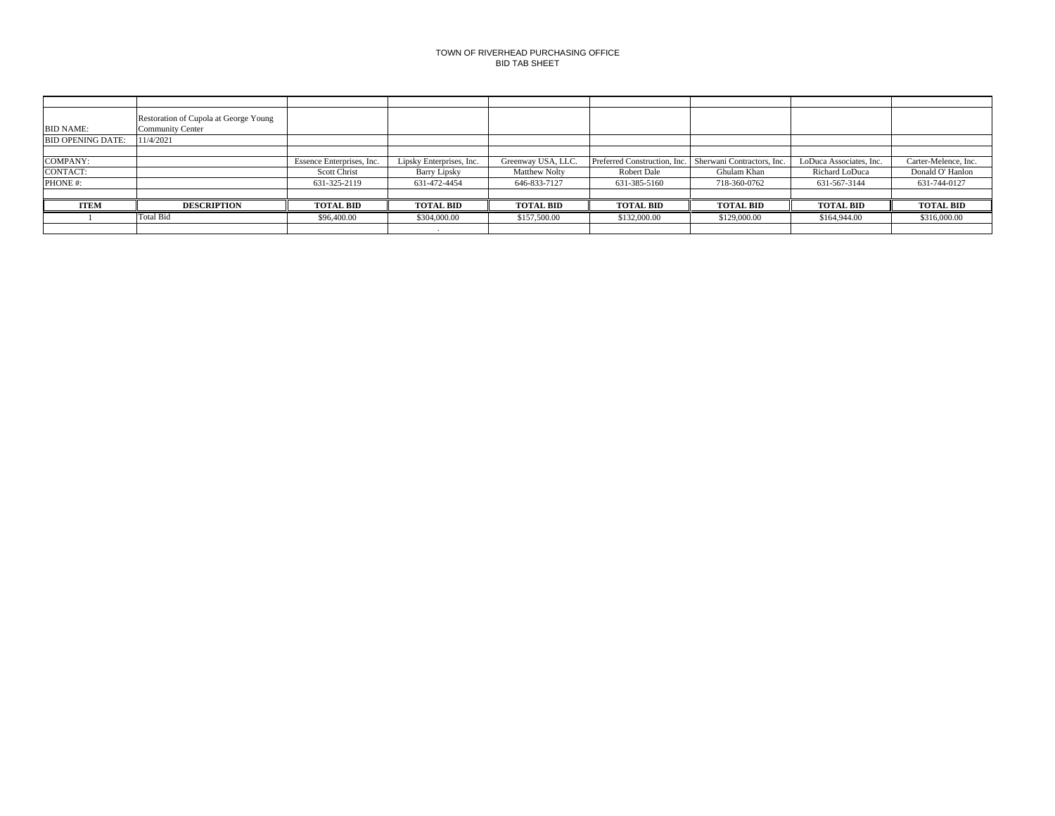TOWN OF RIVERHEAD PURCHASING OFFICE
BID TAB SHEET

| | | | | | | | | |
|---|---|---|---|---|---|---|---|---|
| BID NAME: | Restoration of Cupola at George Young Community Center | | | | | | | |
| BID OPENING DATE: | 11/4/2021 | | | | | | | |
| | | | | | | | | |
| COMPANY: | | Essence Enterprises, Inc. | Lipsky Enterprises, Inc. | Greenway USA, LLC. | Preferred Construction, Inc. | Sherwani Contractors, Inc. | LoDuca Associates, Inc. | Carter-Melence, Inc. |
| CONTACT: | | Scott Christ | Barry Lipsky | Matthew Nolty | Robert Dale | Ghulam Khan | Richard LoDuca | Donald O' Hanlon |
| PHONE #: | | 631-325-2119 | 631-472-4454 | 646-833-7127 | 631-385-5160 | 718-360-0762 | 631-567-3144 | 631-744-0127 |
| | | | | | | | | |
| **ITEM** | **DESCRIPTION** | **TOTAL BID** | **TOTAL BID** | **TOTAL BID** | **TOTAL BID** | **TOTAL BID** | **TOTAL BID** | **TOTAL BID** |
| 1 | Total Bid | $96,400.00 | $304,000.00 | $157,500.00 | $132,000.00 | $129,000.00 | $164,944.00 | $316,000.00 |
| | | | . | | | | | |